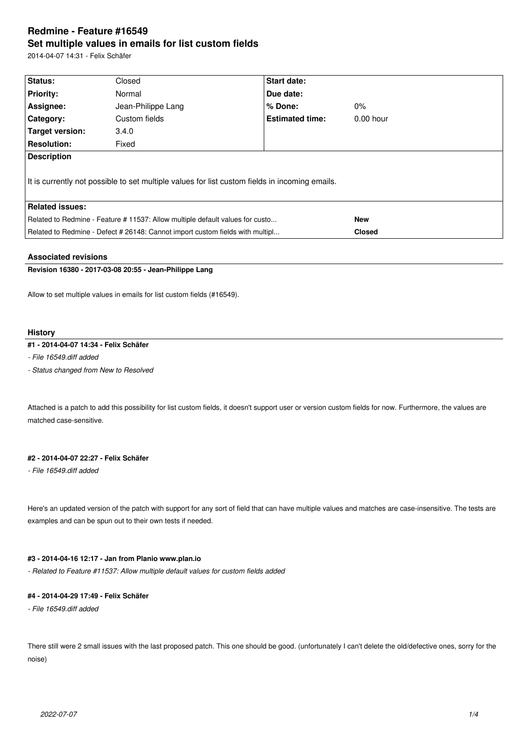# Redmine - Feature #16549

## Set multiple values in emails for list custom fields

2014-04-07 14:31 - Felix Schäfer

| | | | |
|---|---|---|---|
| **Status:** | Closed | **Start date:** | |
| **Priority:** | Normal | **Due date:** | |
| **Assignee:** | Jean-Philippe Lang | **% Done:** | 0% |
| **Category:** | Custom fields | **Estimated time:** | 0.00 hour |
| **Target version:** | 3.4.0 | | |
| **Resolution:** | Fixed | | |

**Description**

It is currently not possible to set multiple values for list custom fields in incoming emails.

**Related issues:**

| | |
|---|---|
| Related to Redmine - Feature # 11537: Allow multiple default values for custo... | **New** |
| Related to Redmine - Defect # 26148: Cannot import custom fields with multipl... | **Closed** |

### Associated revisions

**Revision 16380 - 2017-03-08 20:55 - Jean-Philippe Lang**

Allow to set multiple values in emails for list custom fields (#16549).

### History

**#1 - 2014-04-07 14:34 - Felix Schäfer**

*- File 16549.diff added*

*- Status changed from New to Resolved*

Attached is a patch to add this possibility for list custom fields, it doesn't support user or version custom fields for now. Furthermore, the values are matched case-sensitive.

**#2 - 2014-04-07 22:27 - Felix Schäfer**

*- File 16549.diff added*

Here's an updated version of the patch with support for any sort of field that can have multiple values and matches are case-insensitive. The tests are examples and can be spun out to their own tests if needed.

**#3 - 2014-04-16 12:17 - Jan from Planio www.plan.io**

*- Related to Feature #11537: Allow multiple default values for custom fields added*

**#4 - 2014-04-29 17:49 - Felix Schäfer**

*- File 16549.diff added*

There still were 2 small issues with the last proposed patch. This one should be good. (unfortunately I can't delete the old/defective ones, sorry for the noise)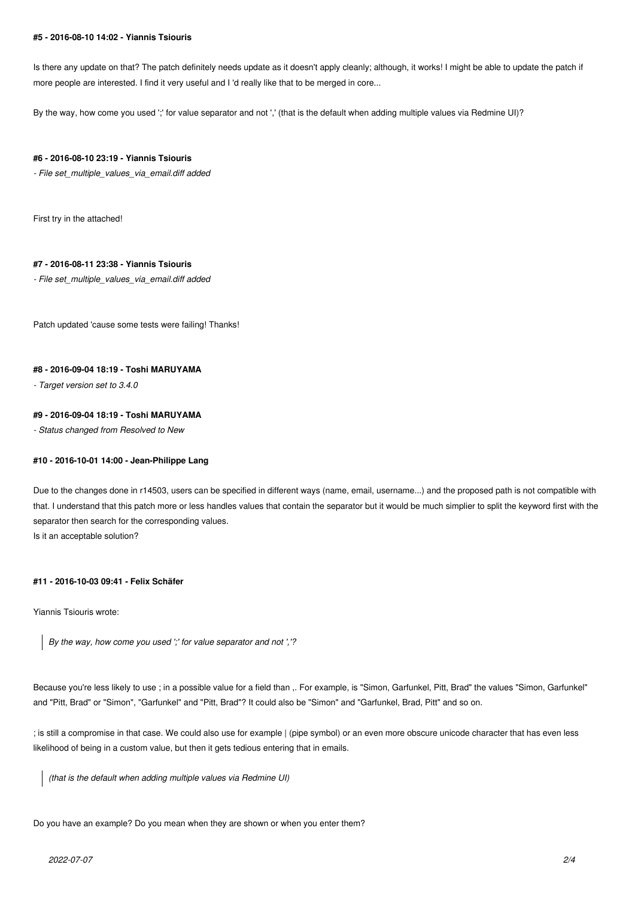**#5 - 2016-08-10 14:02 - Yiannis Tsiouris**

Is there any update on that? The patch definitely needs update as it doesn't apply cleanly; although, it works! I might be able to update the patch if more people are interested. I find it very useful and I 'd really like that to be merged in core...

By the way, how come you used ';' for value separator and not ',' (that is the default when adding multiple values via Redmine UI)?

**#6 - 2016-08-10 23:19 - Yiannis Tsiouris**

*- File set_multiple_values_via_email.diff added*

First try in the attached!

**#7 - 2016-08-11 23:38 - Yiannis Tsiouris**

*- File set_multiple_values_via_email.diff added*

Patch updated 'cause some tests were failing! Thanks!

**#8 - 2016-09-04 18:19 - Toshi MARUYAMA**

*- Target version set to 3.4.0*

**#9 - 2016-09-04 18:19 - Toshi MARUYAMA**

*- Status changed from Resolved to New*

**#10 - 2016-10-01 14:00 - Jean-Philippe Lang**

Due to the changes done in r14503, users can be specified in different ways (name, email, username...) and the proposed path is not compatible with that. I understand that this patch more or less handles values that contain the separator but it would be much simplier to split the keyword first with the separator then search for the corresponding values.
Is it an acceptable solution?

**#11 - 2016-10-03 09:41 - Felix Schäfer**

Yiannis Tsiouris wrote:

> *By the way, how come you used ';' for value separator and not ','?*

Because you're less likely to use ; in a possible value for a field than ,. For example, is "Simon, Garfunkel, Pitt, Brad" the values "Simon, Garfunkel" and "Pitt, Brad" or "Simon", "Garfunkel" and "Pitt, Brad"? It could also be "Simon" and "Garfunkel, Brad, Pitt" and so on.

; is still a compromise in that case. We could also use for example | (pipe symbol) or an even more obscure unicode character that has even less likelihood of being in a custom value, but then it gets tedious entering that in emails.

> *(that is the default when adding multiple values via Redmine UI)*

Do you have an example? Do you mean when they are shown or when you enter them?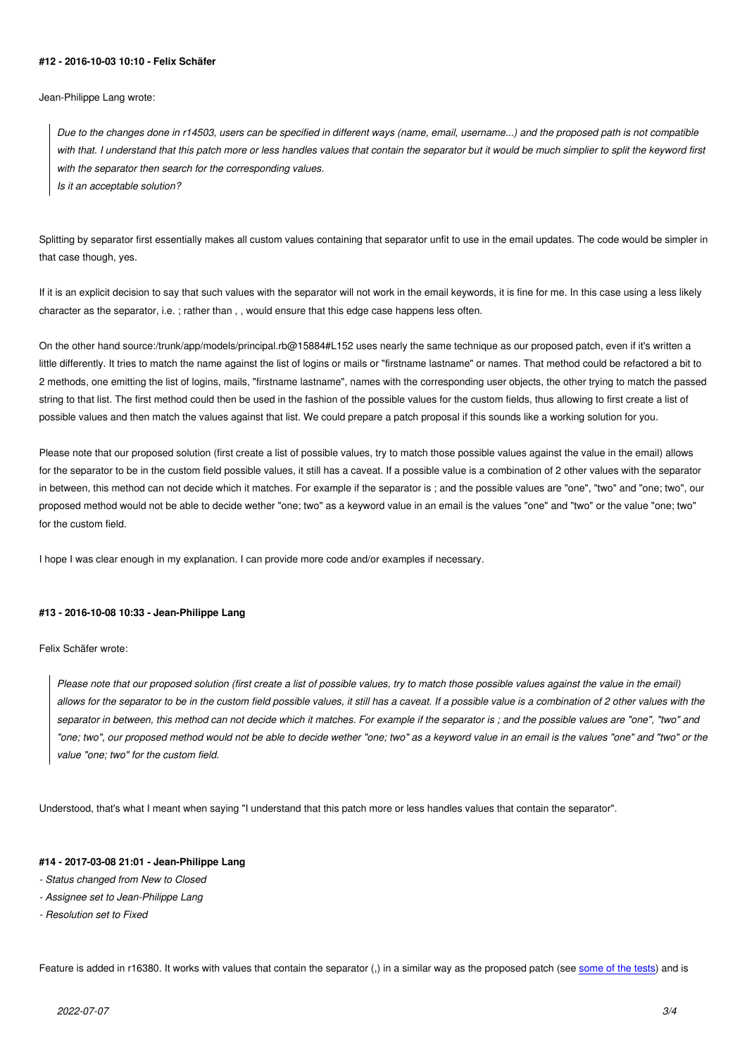#### #12 - 2016-10-03 10:10 - Felix Schäfer

Jean-Philippe Lang wrote:

> *Due to the changes done in r14503, users can be specified in different ways (name, email, username...) and the proposed path is not compatible with that. I understand that this patch more or less handles values that contain the separator but it would be much simplier to split the keyword first with the separator then search for the corresponding values.*
> *Is it an acceptable solution?*

Splitting by separator first essentially makes all custom values containing that separator unfit to use in the email updates. The code would be simpler in that case though, yes.

If it is an explicit decision to say that such values with the separator will not work in the email keywords, it is fine for me. In this case using a less likely character as the separator, i.e. ; rather than , , would ensure that this edge case happens less often.

On the other hand source:/trunk/app/models/principal.rb@15884#L152 uses nearly the same technique as our proposed patch, even if it's written a little differently. It tries to match the name against the list of logins or mails or "firstname lastname" or names. That method could be refactored a bit to 2 methods, one emitting the list of logins, mails, "firstname lastname", names with the corresponding user objects, the other trying to match the passed string to that list. The first method could then be used in the fashion of the possible values for the custom fields, thus allowing to first create a list of possible values and then match the values against that list. We could prepare a patch proposal if this sounds like a working solution for you.

Please note that our proposed solution (first create a list of possible values, try to match those possible values against the value in the email) allows for the separator to be in the custom field possible values, it still has a caveat. If a possible value is a combination of 2 other values with the separator in between, this method can not decide which it matches. For example if the separator is ; and the possible values are "one", "two" and "one; two", our proposed method would not be able to decide wether "one; two" as a keyword value in an email is the values "one" and "two" or the value "one; two" for the custom field.

I hope I was clear enough in my explanation. I can provide more code and/or examples if necessary.

#### #13 - 2016-10-08 10:33 - Jean-Philippe Lang

Felix Schäfer wrote:

> *Please note that our proposed solution (first create a list of possible values, try to match those possible values against the value in the email) allows for the separator to be in the custom field possible values, it still has a caveat. If a possible value is a combination of 2 other values with the separator in between, this method can not decide which it matches. For example if the separator is ; and the possible values are "one", "two" and "one; two", our proposed method would not be able to decide wether "one; two" as a keyword value in an email is the values "one" and "two" or the value "one; two" for the custom field.*

Understood, that's what I meant when saying "I understand that this patch more or less handles values that contain the separator".

#### #14 - 2017-03-08 21:01 - Jean-Philippe Lang

- *Status changed from New to Closed*
- *Assignee set to Jean-Philippe Lang*
- *Resolution set to Fixed*

Feature is added in r16380. It works with values that contain the separator (,) in a similar way as the proposed patch (see some of the tests) and is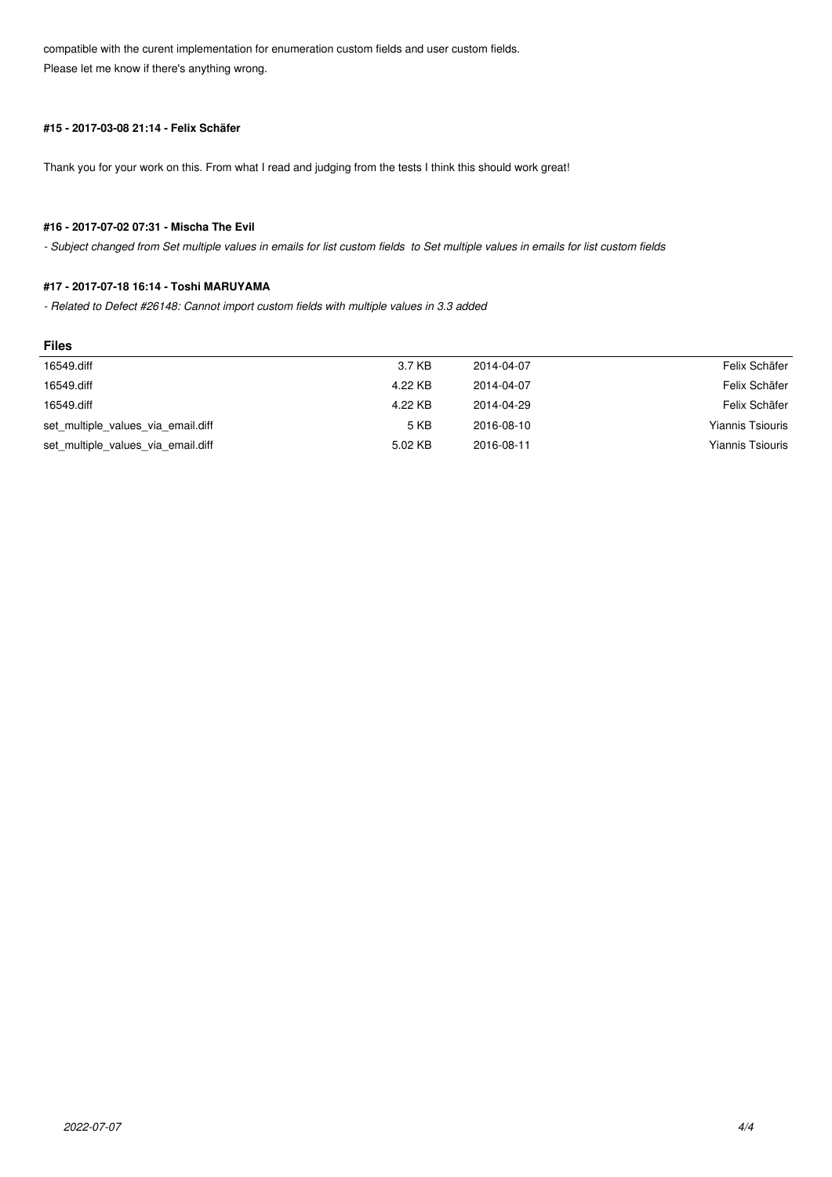compatible with the curent implementation for enumeration custom fields and user custom fields.

Please let me know if there's anything wrong.

#### #15 - 2017-03-08 21:14 - Felix Schäfer

Thank you for your work on this. From what I read and judging from the tests I think this should work great!

#### #16 - 2017-07-02 07:31 - Mischa The Evil

*- Subject changed from Set multiple values in emails for list custom fields  to Set multiple values in emails for list custom fields*

#### #17 - 2017-07-18 16:14 - Toshi MARUYAMA

*- Related to Defect #26148: Cannot import custom fields with multiple values in 3.3 added*

### Files

| | | | |
|---|---|---|---|
| 16549.diff | 3.7 KB | 2014-04-07 | Felix Schäfer |
| 16549.diff | 4.22 KB | 2014-04-07 | Felix Schäfer |
| 16549.diff | 4.22 KB | 2014-04-29 | Felix Schäfer |
| set_multiple_values_via_email.diff | 5 KB | 2016-08-10 | Yiannis Tsiouris |
| set_multiple_values_via_email.diff | 5.02 KB | 2016-08-11 | Yiannis Tsiouris |